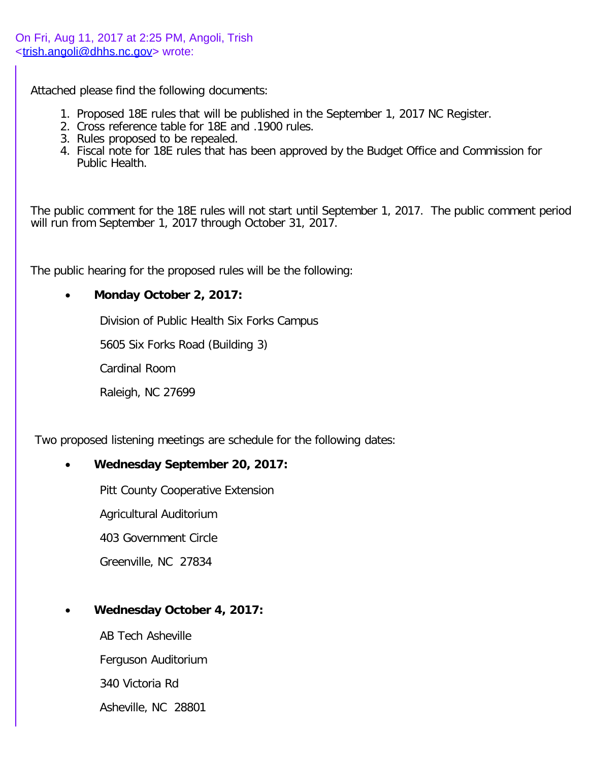On Fri, Aug 11, 2017 at 2:25 PM, Angoli, Trish
<trish.angoli@dhhs.nc.gov> wrote:

Attached please find the following documents:

1. Proposed 18E rules that will be published in the September 1, 2017 NC Register.
2. Cross reference table for 18E and .1900 rules.
3. Rules proposed to be repealed.
4. Fiscal note for 18E rules that has been approved by the Budget Office and Commission for Public Health.

The public comment for the 18E rules will not start until September 1, 2017. The public comment period will run from September 1, 2017 through October 31, 2017.

The public hearing for the proposed rules will be the following:

- **Monday October 2, 2017:**

  Division of Public Health Six Forks Campus

  5605 Six Forks Road (Building 3)

  Cardinal Room

  Raleigh, NC 27699

Two proposed listening meetings are schedule for the following dates:

- **Wednesday September 20, 2017:**

  Pitt County Cooperative Extension

  Agricultural Auditorium

  403 Government Circle

  Greenville, NC 27834

- **Wednesday October 4, 2017:**

  AB Tech Asheville

  Ferguson Auditorium

  340 Victoria Rd

  Asheville, NC 28801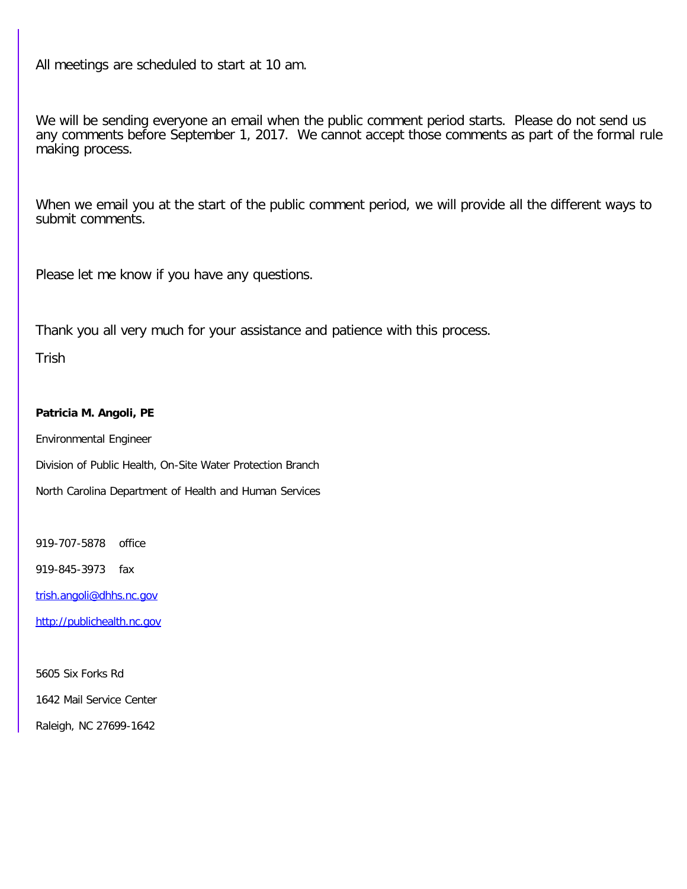All meetings are scheduled to start at 10 am.

We will be sending everyone an email when the public comment period starts. Please do not send us any comments before September 1, 2017. We cannot accept those comments as part of the formal rule making process.

When we email you at the start of the public comment period, we will provide all the different ways to submit comments.

Please let me know if you have any questions.

Thank you all very much for your assistance and patience with this process.

Trish

**Patricia M. Angoli, PE**

Environmental Engineer

Division of Public Health, On-Site Water Protection Branch

North Carolina Department of Health and Human Services

919-707-5878 office

919-845-3973 fax

trish.angoli@dhhs.nc.gov

http://publichealth.nc.gov

5605 Six Forks Rd

1642 Mail Service Center

Raleigh, NC 27699-1642